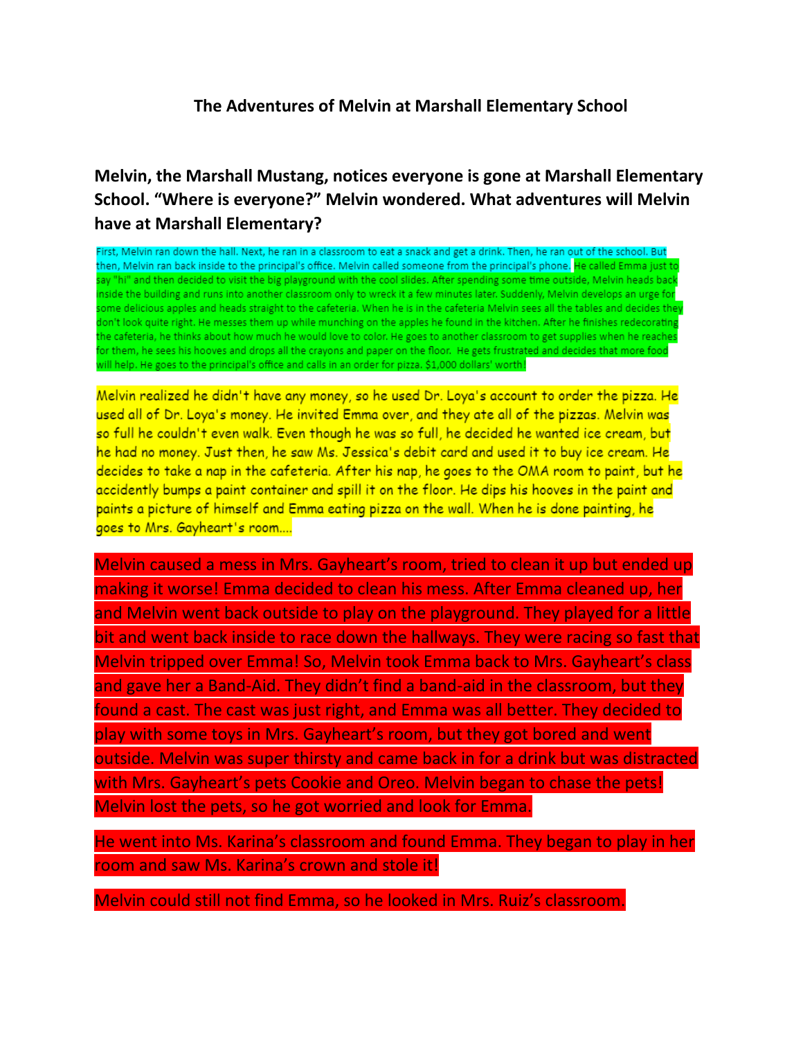# The Adventures of Melvin at Marshall Elementary School

**Melvin, the Marshall Mustang, notices everyone is gone at Marshall Elementary School. "Where is everyone?" Melvin wondered. What adventures will Melvin have at Marshall Elementary?**

First, Melvin ran down the hall. Next, he ran in a classroom to eat a snack and get a drink. Then, he ran out of the school. But then, Melvin ran back inside to the principal's office. Melvin called someone from the principal's phone. He called Emma just to say "hi" and then decided to visit the big playground with the cool slides. After spending some time outside, Melvin heads back inside the building and runs into another classroom only to wreck it a few minutes later. Suddenly, Melvin develops an urge for some delicious apples and heads straight to the cafeteria. When he is in the cafeteria Melvin sees all the tables and decides they don't look quite right. He messes them up while munching on the apples he found in the kitchen. After he finishes redecorating the cafeteria, he thinks about how much he would love to color. He goes to another classroom to get supplies when he reaches for them, he sees his hooves and drops all the crayons and paper on the floor. He gets frustrated and decides that more food will help. He goes to the principal's office and calls in an order for pizza. $1,000 dollars' worth!

Melvin realized he didn't have any money, so he used Dr. Loya's account to order the pizza. He used all of Dr. Loya's money. He invited Emma over, and they ate all of the pizzas. Melvin was so full he couldn't even walk. Even though he was so full, he decided he wanted ice cream, but he had no money. Just then, he saw Ms. Jessica's debit card and used it to buy ice cream. He decides to take a nap in the cafeteria. After his nap, he goes to the OMA room to paint, but he accidently bumps a paint container and spill it on the floor. He dips his hooves in the paint and paints a picture of himself and Emma eating pizza on the wall. When he is done painting, he goes to Mrs. Gayheart's room....

Melvin caused a mess in Mrs. Gayheart's room, tried to clean it up but ended up making it worse! Emma decided to clean his mess. After Emma cleaned up, her and Melvin went back outside to play on the playground. They played for a little bit and went back inside to race down the hallways. They were racing so fast that Melvin tripped over Emma! So, Melvin took Emma back to Mrs. Gayheart's class and gave her a Band-Aid. They didn't find a band-aid in the classroom, but they found a cast. The cast was just right, and Emma was all better. They decided to play with some toys in Mrs. Gayheart's room, but they got bored and went outside. Melvin was super thirsty and came back in for a drink but was distracted with Mrs. Gayheart's pets Cookie and Oreo. Melvin began to chase the pets! Melvin lost the pets, so he got worried and look for Emma.

He went into Ms. Karina's classroom and found Emma. They began to play in her room and saw Ms. Karina's crown and stole it!

Melvin could still not find Emma, so he looked in Mrs. Ruiz's classroom.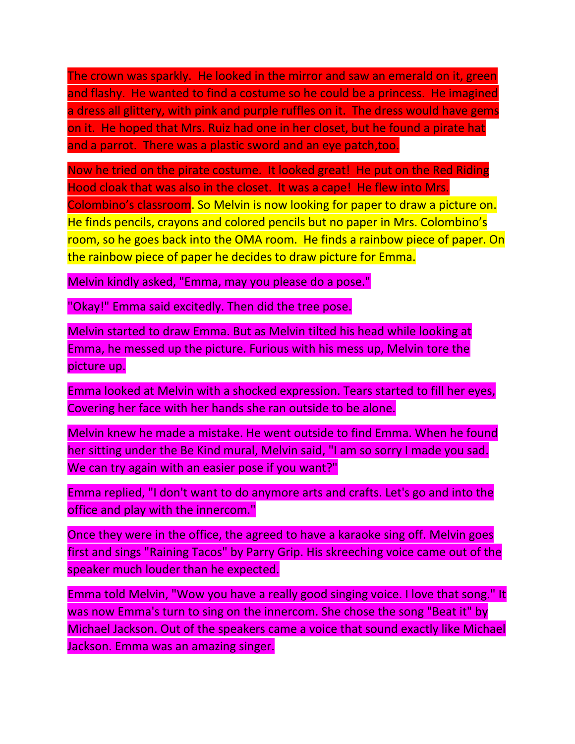The crown was sparkly. He looked in the mirror and saw an emerald on it, green and flashy. He wanted to find a costume so he could be a princess. He imagined a dress all glittery, with pink and purple ruffles on it. The dress would have gems on it. He hoped that Mrs. Ruiz had one in her closet, but he found a pirate hat and a parrot. There was a plastic sword and an eye patch,too.

Now he tried on the pirate costume. It looked great! He put on the Red Riding Hood cloak that was also in the closet. It was a cape! He flew into Mrs. Colombino's classroom. So Melvin is now looking for paper to draw a picture on. He finds pencils, crayons and colored pencils but no paper in Mrs. Colombino's room, so he goes back into the OMA room. He finds a rainbow piece of paper. On the rainbow piece of paper he decides to draw picture for Emma.

Melvin kindly asked, "Emma, may you please do a pose."

"Okay!" Emma said excitedly. Then did the tree pose.

Melvin started to draw Emma. But as Melvin tilted his head while looking at Emma, he messed up the picture. Furious with his mess up, Melvin tore the picture up.

Emma looked at Melvin with a shocked expression. Tears started to fill her eyes, Covering her face with her hands she ran outside to be alone.

Melvin knew he made a mistake. He went outside to find Emma. When he found her sitting under the Be Kind mural, Melvin said, "I am so sorry I made you sad. We can try again with an easier pose if you want?"

Emma replied, "I don't want to do anymore arts and crafts. Let's go and into the office and play with the innercom."

Once they were in the office, the agreed to have a karaoke sing off. Melvin goes first and sings "Raining Tacos" by Parry Grip. His skreeching voice came out of the speaker much louder than he expected.

Emma told Melvin, "Wow you have a really good singing voice. I love that song." It was now Emma's turn to sing on the innercom. She chose the song "Beat it" by Michael Jackson. Out of the speakers came a voice that sound exactly like Michael Jackson. Emma was an amazing singer.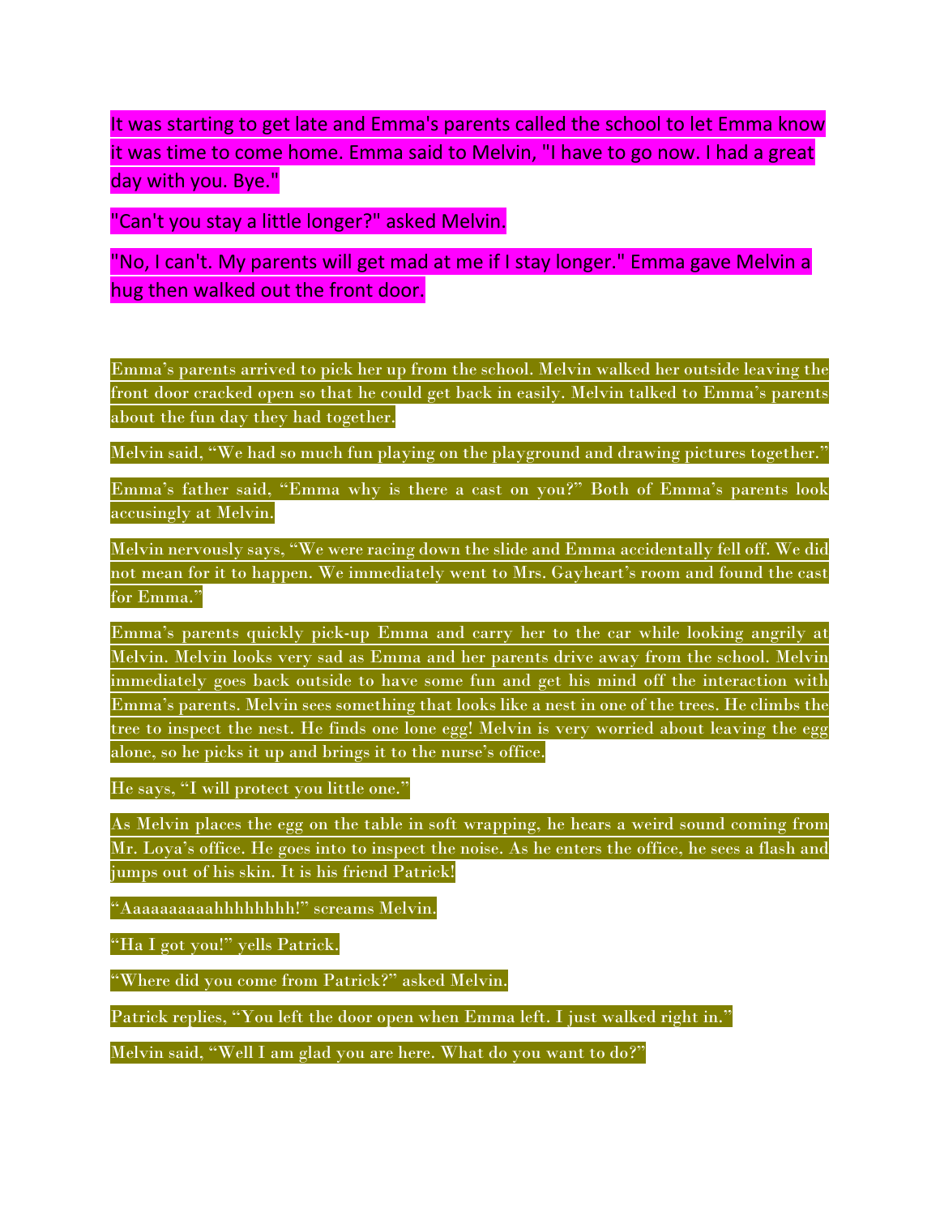It was starting to get late and Emma's parents called the school to let Emma know it was time to come home. Emma said to Melvin, "I have to go now. I had a great day with you. Bye."

"Can't you stay a little longer?" asked Melvin.

"No, I can't. My parents will get mad at me if I stay longer." Emma gave Melvin a hug then walked out the front door.

Emma's parents arrived to pick her up from the school. Melvin walked her outside leaving the front door cracked open so that he could get back in easily. Melvin talked to Emma's parents about the fun day they had together.

Melvin said, "We had so much fun playing on the playground and drawing pictures together."

Emma's father said, "Emma why is there a cast on you?" Both of Emma's parents look accusingly at Melvin.

Melvin nervously says, "We were racing down the slide and Emma accidentally fell off. We did not mean for it to happen. We immediately went to Mrs. Gayheart's room and found the cast for Emma."

Emma's parents quickly pick-up Emma and carry her to the car while looking angrily at Melvin. Melvin looks very sad as Emma and her parents drive away from the school. Melvin immediately goes back outside to have some fun and get his mind off the interaction with Emma's parents. Melvin sees something that looks like a nest in one of the trees. He climbs the tree to inspect the nest. He finds one lone egg! Melvin is very worried about leaving the egg alone, so he picks it up and brings it to the nurse's office.

He says, "I will protect you little one."

As Melvin places the egg on the table in soft wrapping, he hears a weird sound coming from Mr. Loya's office. He goes into to inspect the noise. As he enters the office, he sees a flash and jumps out of his skin. It is his friend Patrick!

"Aaaaaaaaaahhhhhhhh!" screams Melvin.

"Ha I got you!" yells Patrick.

"Where did you come from Patrick?" asked Melvin.

Patrick replies, "You left the door open when Emma left. I just walked right in."

Melvin said, "Well I am glad you are here. What do you want to do?"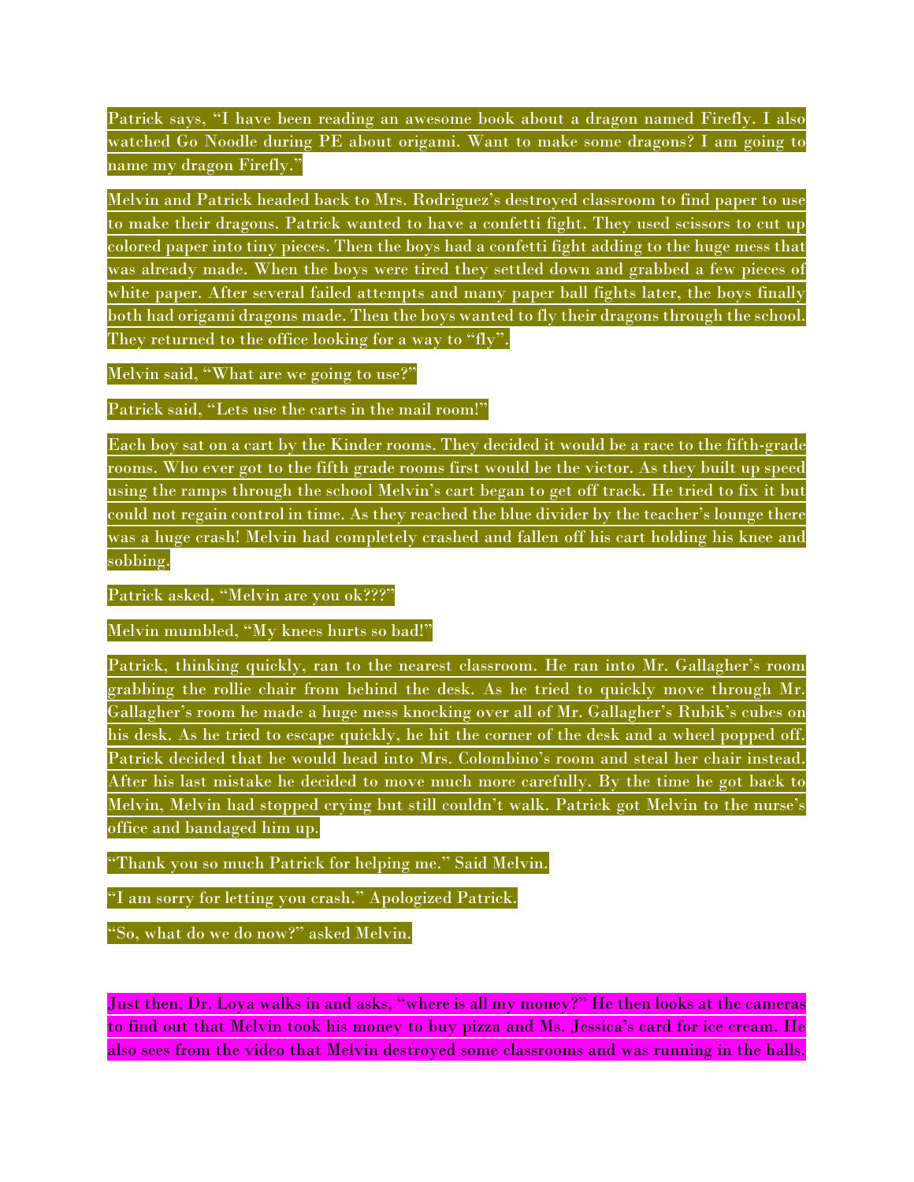Patrick says, “I have been reading an awesome book about a dragon named Firefly. I also watched Go Noodle during PE about origami. Want to make some dragons? I am going to name my dragon Firefly.”

Melvin and Patrick headed back to Mrs. Rodriguez’s destroyed classroom to find paper to use to make their dragons. Patrick wanted to have a confetti fight. They used scissors to cut up colored paper into tiny pieces. Then the boys had a confetti fight adding to the huge mess that was already made. When the boys were tired they settled down and grabbed a few pieces of white paper. After several failed attempts and many paper ball fights later, the boys finally both had origami dragons made. Then the boys wanted to fly their dragons through the school. They returned to the office looking for a way to “fly”.

Melvin said, “What are we going to use?”

Patrick said, “Lets use the carts in the mail room!”

Each boy sat on a cart by the Kinder rooms. They decided it would be a race to the fifth-grade rooms. Who ever got to the fifth grade rooms first would be the victor. As they built up speed using the ramps through the school Melvin’s cart began to get off track. He tried to fix it but could not regain control in time. As they reached the blue divider by the teacher’s lounge there was a huge crash! Melvin had completely crashed and fallen off his cart holding his knee and sobbing.

Patrick asked, “Melvin are you ok???”

Melvin mumbled, “My knees hurts so bad!”

Patrick, thinking quickly, ran to the nearest classroom. He ran into Mr. Gallagher’s room grabbing the rollie chair from behind the desk. As he tried to quickly move through Mr. Gallagher’s room he made a huge mess knocking over all of Mr. Gallagher’s Rubik’s cubes on his desk. As he tried to escape quickly, he hit the corner of the desk and a wheel popped off. Patrick decided that he would head into Mrs. Colombino’s room and steal her chair instead. After his last mistake he decided to move much more carefully. By the time he got back to Melvin, Melvin had stopped crying but still couldn’t walk. Patrick got Melvin to the nurse’s office and bandaged him up.

“Thank you so much Patrick for helping me.” Said Melvin.

“I am sorry for letting you crash.” Apologized Patrick.

“So, what do we do now?” asked Melvin.

Just then, Dr. Loya walks in and asks, “where is all my money?” He then looks at the cameras to find out that Melvin took his money to buy pizza and Ms. Jessica’s card for ice cream. He also sees from the video that Melvin destroyed some classrooms and was running in the halls.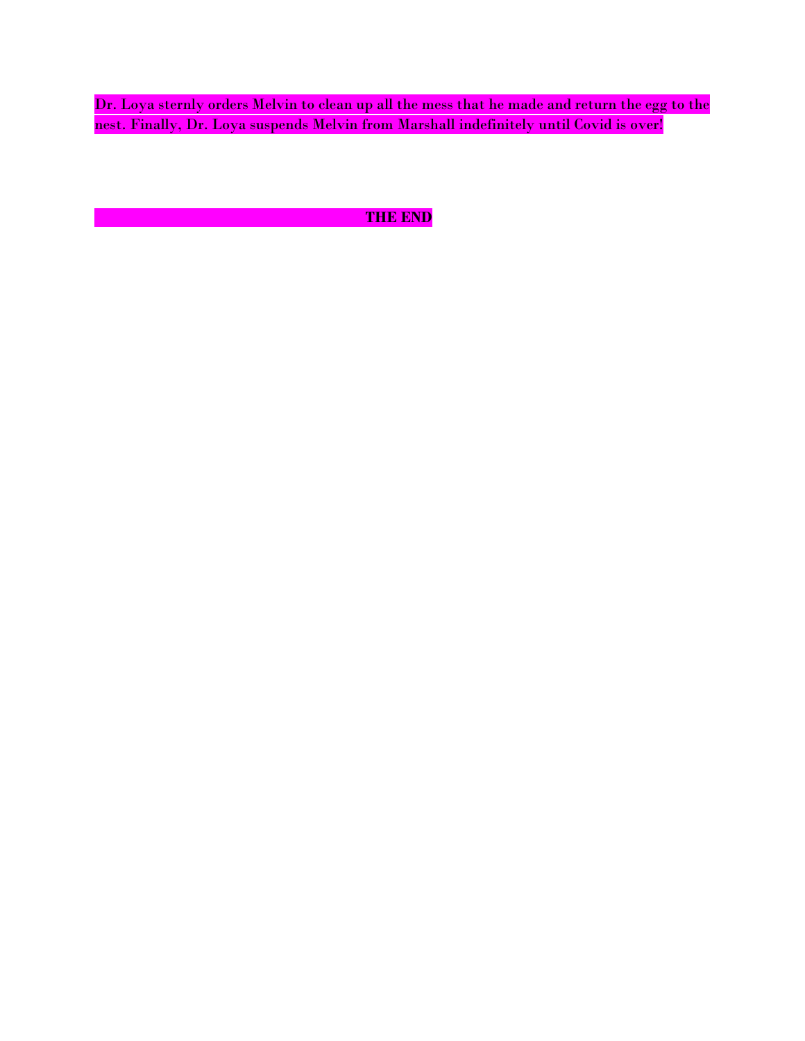Dr. Loya sternly orders Melvin to clean up all the mess that he made and return the egg to the nest. Finally, Dr. Loya suspends Melvin from Marshall indefinitely until Covid is over!

**THE END**